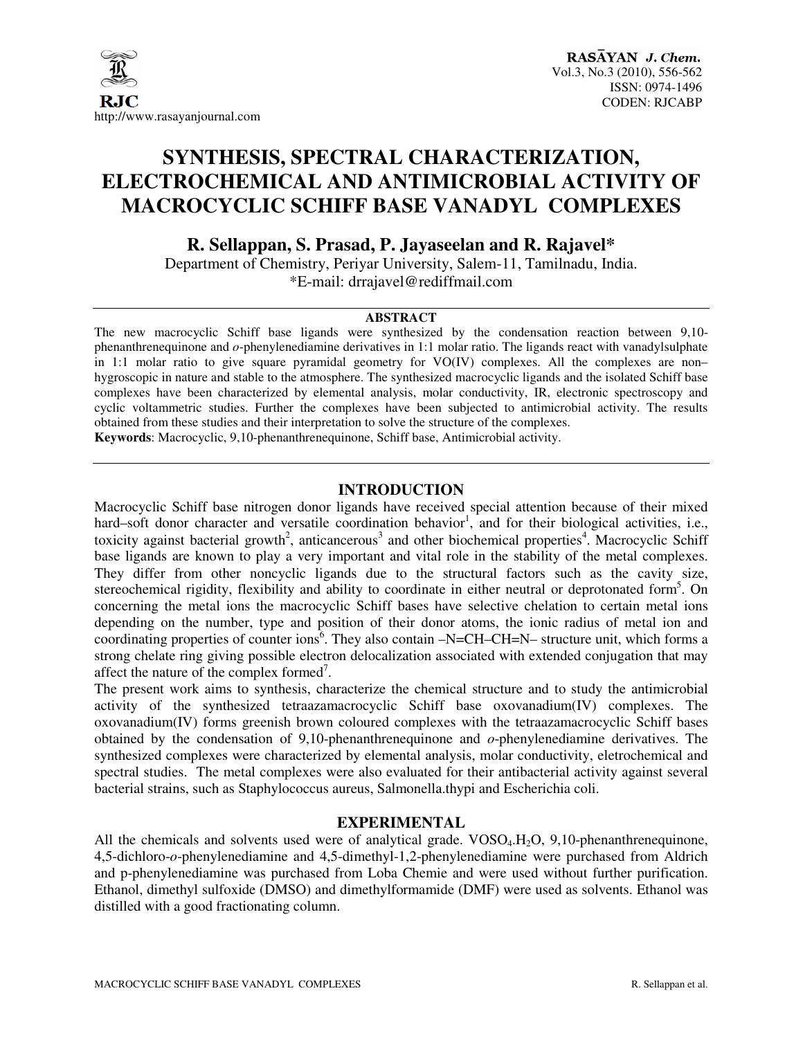# SYNTHESIS, SPECTRAL CHARACTERIZATION, ELECTROCHEMICAL AND ANTIMICROBIAL ACTIVITY OF MACROCYCLIC SCHIFF BASE VANADYL COMPLEXES

**R. Sellappan, S. Prasad, P. Jayaseelan and R. Rajavel***

Department of Chemistry, Periyar University, Salem-11, Tamilnadu, India.

*E-mail: drrajavel@rediffmail.com

## ABSTRACT

The new macrocyclic Schiff base ligands were synthesized by the condensation reaction between 9,10-phenanthrenequinone and *o*-phenylenediamine derivatives in 1:1 molar ratio. The ligands react with vanadylsulphate in 1:1 molar ratio to give square pyramidal geometry for VO(IV) complexes. All the complexes are non–hygroscopic in nature and stable to the atmosphere. The synthesized macrocyclic ligands and the isolated Schiff base complexes have been characterized by elemental analysis, molar conductivity, IR, electronic spectroscopy and cyclic voltammetric studies. Further the complexes have been subjected to antimicrobial activity. The results obtained from these studies and their interpretation to solve the structure of the complexes.

**Keywords**: Macrocyclic, 9,10-phenanthrenequinone, Schiff base, Antimicrobial activity.

## INTRODUCTION

Macrocyclic Schiff base nitrogen donor ligands have received special attention because of their mixed hard–soft donor character and versatile coordination behavior[1], and for their biological activities, i.e., toxicity against bacterial growth[2], anticancerous[3] and other biochemical properties[4]. Macrocyclic Schiff base ligands are known to play a very important and vital role in the stability of the metal complexes. They differ from other noncyclic ligands due to the structural factors such as the cavity size, stereochemical rigidity, flexibility and ability to coordinate in either neutral or deprotonated form[5]. On concerning the metal ions the macrocyclic Schiff bases have selective chelation to certain metal ions depending on the number, type and position of their donor atoms, the ionic radius of metal ion and coordinating properties of counter ions[6]. They also contain –N=CH–CH=N– structure unit, which forms a strong chelate ring giving possible electron delocalization associated with extended conjugation that may affect the nature of the complex formed[7].

The present work aims to synthesis, characterize the chemical structure and to study the antimicrobial activity of the synthesized tetraazamacrocyclic Schiff base oxovanadium(IV) complexes. The oxovanadium(IV) forms greenish brown coloured complexes with the tetraazamacrocyclic Schiff bases obtained by the condensation of 9,10-phenanthrenequinone and *o*-phenylenediamine derivatives. The synthesized complexes were characterized by elemental analysis, molar conductivity, eletrochemical and spectral studies. The metal complexes were also evaluated for their antibacterial activity against several bacterial strains, such as Staphylococcus aureus, Salmonella.thypi and Escherichia coli.

## EXPERIMENTAL

All the chemicals and solvents used were of analytical grade. $VOSO_4.H_2O$, 9,10-phenanthrenequinone, 4,5-dichloro-*o*-phenylenediamine and 4,5-dimethyl-1,2-phenylenediamine were purchased from Aldrich and p-phenylenediamine was purchased from Loba Chemie and were used without further purification. Ethanol, dimethyl sulfoxide (DMSO) and dimethylformamide (DMF) were used as solvents. Ethanol was distilled with a good fractionating column.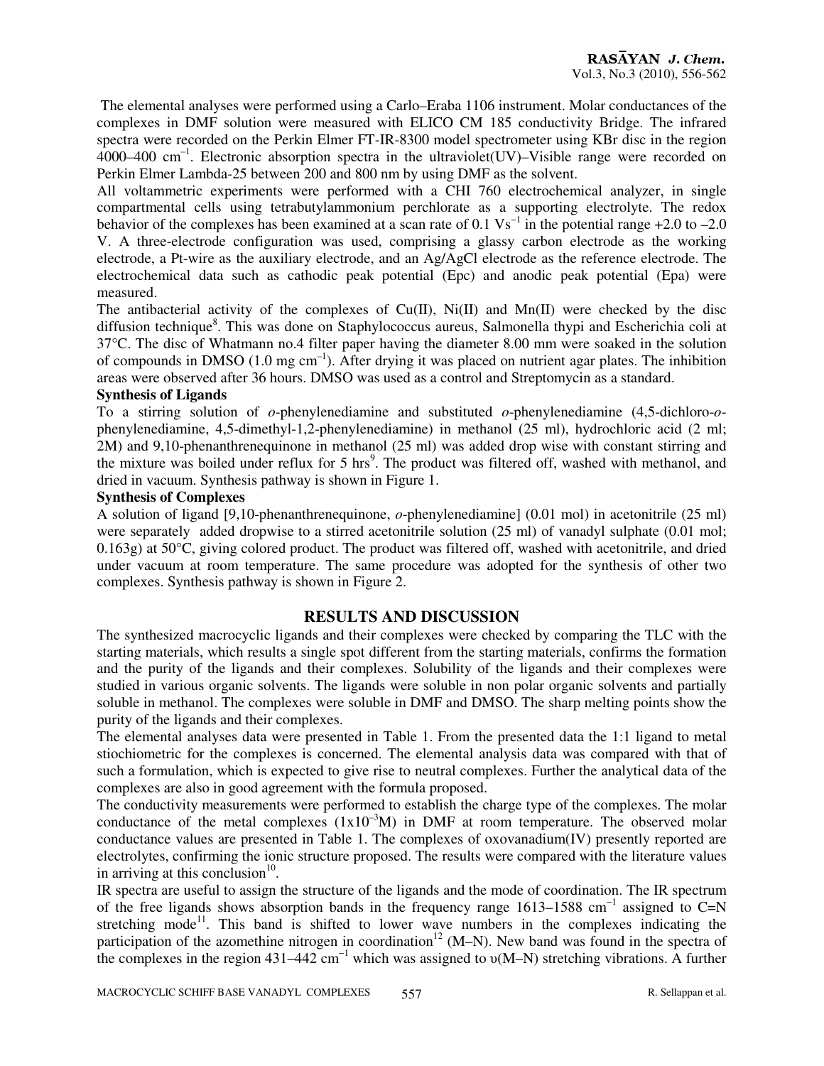The elemental analyses were performed using a Carlo–Eraba 1106 instrument. Molar conductances of the complexes in DMF solution were measured with ELICO CM 185 conductivity Bridge. The infrared spectra were recorded on the Perkin Elmer FT-IR-8300 model spectrometer using KBr disc in the region 4000–400 $cm^{-1}$. Electronic absorption spectra in the ultraviolet(UV)–Visible range were recorded on Perkin Elmer Lambda-25 between 200 and 800 nm by using DMF as the solvent.

All voltammetric experiments were performed with a CHI 760 electrochemical analyzer, in single compartmental cells using tetrabutylammonium perchlorate as a supporting electrolyte. The redox behavior of the complexes has been examined at a scan rate of 0.1 $Vs^{-1}$ in the potential range +2.0 to –2.0 V. A three-electrode configuration was used, comprising a glassy carbon electrode as the working electrode, a Pt-wire as the auxiliary electrode, and an Ag/AgCl electrode as the reference electrode. The electrochemical data such as cathodic peak potential (Epc) and anodic peak potential (Epa) were measured.

The antibacterial activity of the complexes of Cu(II), Ni(II) and Mn(II) were checked by the disc diffusion technique[8]. This was done on Staphylococcus aureus, Salmonella thypi and Escherichia coli at 37°C. The disc of Whatmann no.4 filter paper having the diameter 8.00 mm were soaked in the solution of compounds in DMSO (1.0 mg $cm^{-1}$). After drying it was placed on nutrient agar plates. The inhibition areas were observed after 36 hours. DMSO was used as a control and Streptomycin as a standard.

**Synthesis of Ligands**

To a stirring solution of *o*-phenylenediamine and substituted *o*-phenylenediamine (4,5-dichloro-*o*-phenylenediamine, 4,5-dimethyl-1,2-phenylenediamine) in methanol (25 ml), hydrochloric acid (2 ml; 2M) and 9,10-phenanthrenequinone in methanol (25 ml) was added drop wise with constant stirring and the mixture was boiled under reflux for 5 hrs[9]. The product was filtered off, washed with methanol, and dried in vacuum. Synthesis pathway is shown in Figure 1.

**Synthesis of Complexes**

A solution of ligand [9,10-phenanthrenequinone, *o*-phenylenediamine] (0.01 mol) in acetonitrile (25 ml) were separately added dropwise to a stirred acetonitrile solution (25 ml) of vanadyl sulphate (0.01 mol; 0.163g) at 50°C, giving colored product. The product was filtered off, washed with acetonitrile, and dried under vacuum at room temperature. The same procedure was adopted for the synthesis of other two complexes. Synthesis pathway is shown in Figure 2.

## RESULTS AND DISCUSSION

The synthesized macrocyclic ligands and their complexes were checked by comparing the TLC with the starting materials, which results a single spot different from the starting materials, confirms the formation and the purity of the ligands and their complexes. Solubility of the ligands and their complexes were studied in various organic solvents. The ligands were soluble in non polar organic solvents and partially soluble in methanol. The complexes were soluble in DMF and DMSO. The sharp melting points show the purity of the ligands and their complexes.

The elemental analyses data were presented in Table 1. From the presented data the 1:1 ligand to metal stiochiometric for the complexes is concerned. The elemental analysis data was compared with that of such a formulation, which is expected to give rise to neutral complexes. Further the analytical data of the complexes are also in good agreement with the formula proposed.

The conductivity measurements were performed to establish the charge type of the complexes. The molar conductance of the metal complexes ($1x10^{-3}$M) in DMF at room temperature. The observed molar conductance values are presented in Table 1. The complexes of oxovanadium(IV) presently reported are electrolytes, confirming the ionic structure proposed. The results were compared with the literature values in arriving at this conclusion[10].

IR spectra are useful to assign the structure of the ligands and the mode of coordination. The IR spectrum of the free ligands shows absorption bands in the frequency range 1613–1588 $cm^{-1}$ assigned to C=N stretching mode[11]. This band is shifted to lower wave numbers in the complexes indicating the participation of the azomethine nitrogen in coordination[12] (M–N). New band was found in the spectra of the complexes in the region 431–442 $cm^{-1}$ which was assigned to $\upsilon$(M–N) stretching vibrations. A further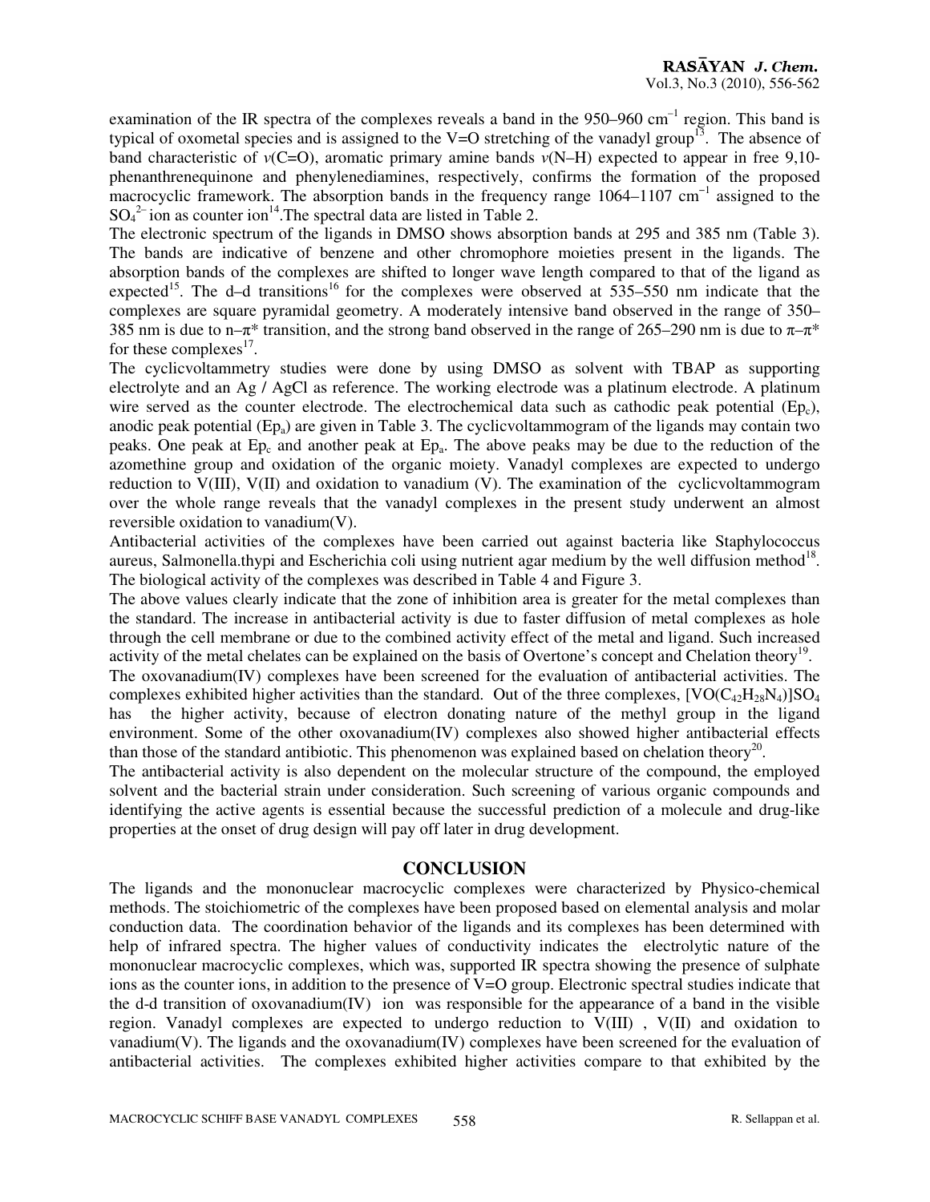examination of the IR spectra of the complexes reveals a band in the 950–960 $cm^{-1}$ region. This band is typical of oxometal species and is assigned to the V=O stretching of the vanadyl group[13]. The absence of band characteristic of $\nu$(C=O), aromatic primary amine bands $\nu$(N–H) expected to appear in free 9,10-phenanthrenequinone and phenylenediamines, respectively, confirms the formation of the proposed macrocyclic framework. The absorption bands in the frequency range 1064–1107 $cm^{-1}$ assigned to the $SO_4^{2-}$ ion as counter ion[14]. The spectral data are listed in Table 2.

The electronic spectrum of the ligands in DMSO shows absorption bands at 295 and 385 nm (Table 3). The bands are indicative of benzene and other chromophore moieties present in the ligands. The absorption bands of the complexes are shifted to longer wave length compared to that of the ligand as expected[15]. The d–d transitions[16] for the complexes were observed at 535–550 nm indicate that the complexes are square pyramidal geometry. A moderately intensive band observed in the range of 350–385 nm is due to n–π* transition, and the strong band observed in the range of 265–290 nm is due to π–π* for these complexes[17].

The cyclicvoltammetry studies were done by using DMSO as solvent with TBAP as supporting electrolyte and an Ag / AgCl as reference. The working electrode was a platinum electrode. A platinum wire served as the counter electrode. The electrochemical data such as cathodic peak potential ($Ep_c$), anodic peak potential ($Ep_a$) are given in Table 3. The cyclicvoltammogram of the ligands may contain two peaks. One peak at $Ep_c$ and another peak at $Ep_a$. The above peaks may be due to the reduction of the azomethine group and oxidation of the organic moiety. Vanadyl complexes are expected to undergo reduction to V(III), V(II) and oxidation to vanadium (V). The examination of the cyclicvoltammogram over the whole range reveals that the vanadyl complexes in the present study underwent an almost reversible oxidation to vanadium(V).

Antibacterial activities of the complexes have been carried out against bacteria like Staphylococcus aureus, Salmonella.thypi and Escherichia coli using nutrient agar medium by the well diffusion method[18]. The biological activity of the complexes was described in Table 4 and Figure 3.

The above values clearly indicate that the zone of inhibition area is greater for the metal complexes than the standard. The increase in antibacterial activity is due to faster diffusion of metal complexes as hole through the cell membrane or due to the combined activity effect of the metal and ligand. Such increased activity of the metal chelates can be explained on the basis of Overtone's concept and Chelation theory[19].

The oxovanadium(IV) complexes have been screened for the evaluation of antibacterial activities. The complexes exhibited higher activities than the standard. Out of the three complexes, $[VO(C_{42}H_{28}N_4)]SO_4$ has the higher activity, because of electron donating nature of the methyl group in the ligand environment. Some of the other oxovanadium(IV) complexes also showed higher antibacterial effects than those of the standard antibiotic. This phenomenon was explained based on chelation theory[20].

The antibacterial activity is also dependent on the molecular structure of the compound, the employed solvent and the bacterial strain under consideration. Such screening of various organic compounds and identifying the active agents is essential because the successful prediction of a molecule and drug-like properties at the onset of drug design will pay off later in drug development.

## CONCLUSION

The ligands and the mononuclear macrocyclic complexes were characterized by Physico-chemical methods. The stoichiometric of the complexes have been proposed based on elemental analysis and molar conduction data. The coordination behavior of the ligands and its complexes has been determined with help of infrared spectra. The higher values of conductivity indicates the electrolytic nature of the mononuclear macrocyclic complexes, which was, supported IR spectra showing the presence of sulphate ions as the counter ions, in addition to the presence of V=O group. Electronic spectral studies indicate that the d-d transition of oxovanadium(IV) ion was responsible for the appearance of a band in the visible region. Vanadyl complexes are expected to undergo reduction to V(III) , V(II) and oxidation to vanadium(V). The ligands and the oxovanadium(IV) complexes have been screened for the evaluation of antibacterial activities. The complexes exhibited higher activities compare to that exhibited by the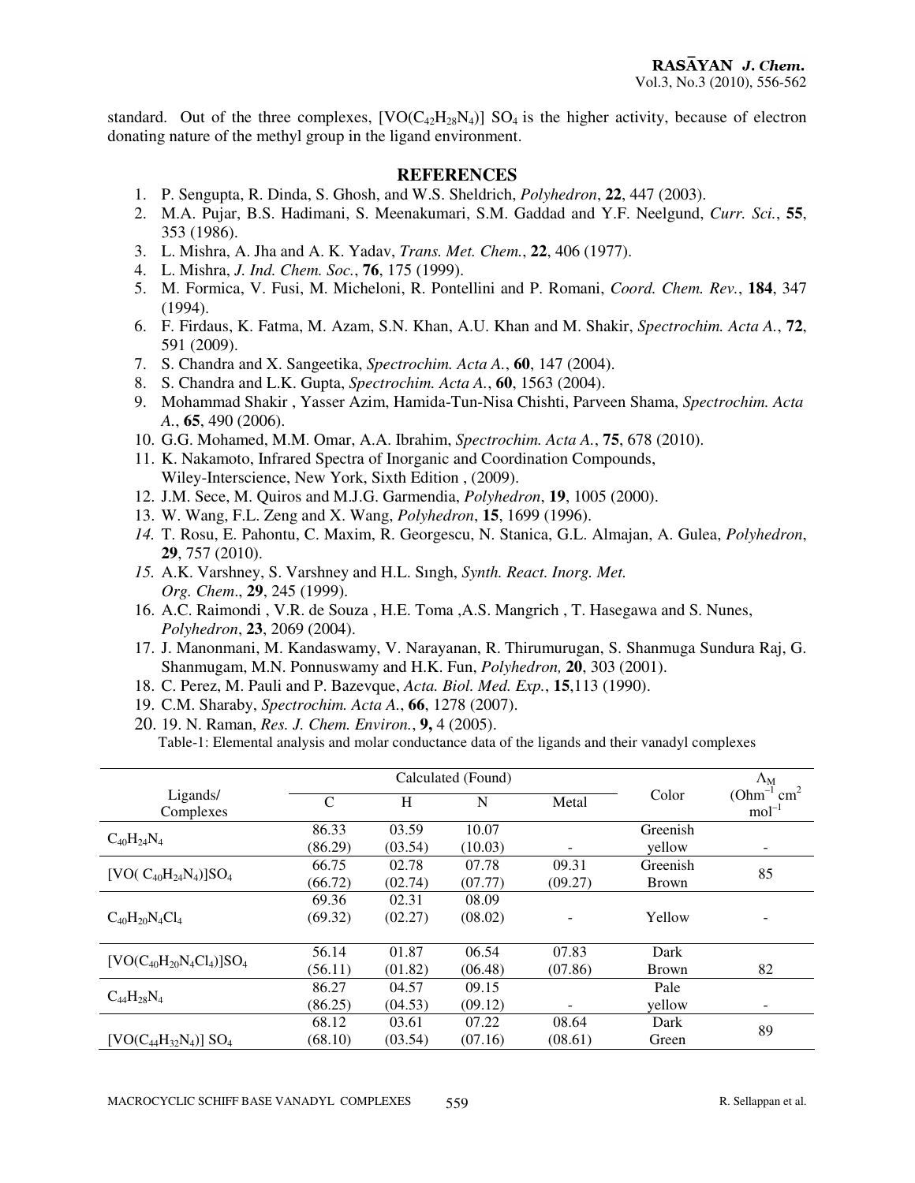standard. Out of the three complexes, $[VO(C_{42}H_{28}N_4)]$ $SO_4$ is the higher activity, because of electron donating nature of the methyl group in the ligand environment.

## REFERENCES

1. P. Sengupta, R. Dinda, S. Ghosh, and W.S. Sheldrich, *Polyhedron*, **22**, 447 (2003).
2. M.A. Pujar, B.S. Hadimani, S. Meenakumari, S.M. Gaddad and Y.F. Neelgund, *Curr. Sci.*, **55**, 353 (1986).
3. L. Mishra, A. Jha and A. K. Yadav, *Trans. Met. Chem.*, **22**, 406 (1977).
4. L. Mishra, *J. Ind. Chem. Soc.*, **76**, 175 (1999).
5. M. Formica, V. Fusi, M. Micheloni, R. Pontellini and P. Romani, *Coord. Chem. Rev.*, **184**, 347 (1994).
6. F. Firdaus, K. Fatma, M. Azam, S.N. Khan, A.U. Khan and M. Shakir, *Spectrochim. Acta A.*, **72**, 591 (2009).
7. S. Chandra and X. Sangeetika, *Spectrochim. Acta A.*, **60**, 147 (2004).
8. S. Chandra and L.K. Gupta, *Spectrochim. Acta A.*, **60**, 1563 (2004).
9. Mohammad Shakir , Yasser Azim, Hamida-Tun-Nisa Chishti, Parveen Shama, *Spectrochim. Acta A.*, **65**, 490 (2006).
10. G.G. Mohamed, M.M. Omar, A.A. Ibrahim, *Spectrochim. Acta A.*, **75**, 678 (2010).
11. K. Nakamoto, Infrared Spectra of Inorganic and Coordination Compounds, Wiley-Interscience, New York, Sixth Edition , (2009).
12. J.M. Sece, M. Quiros and M.J.G. Garmendia, *Polyhedron*, **19**, 1005 (2000).
13. W. Wang, F.L. Zeng and X. Wang, *Polyhedron*, **15**, 1699 (1996).
14. T. Rosu, E. Pahontu, C. Maxim, R. Georgescu, N. Stanica, G.L. Almajan, A. Gulea, *Polyhedron*, **29**, 757 (2010).
15. A.K. Varshney, S. Varshney and H.L. Sıngh, *Synth. React. Inorg. Met. Org. Chem.*, **29**, 245 (1999).
16. A.C. Raimondi , V.R. de Souza , H.E. Toma ,A.S. Mangrich , T. Hasegawa and S. Nunes, *Polyhedron*, **23**, 2069 (2004).
17. J. Manonmani, M. Kandaswamy, V. Narayanan, R. Thirumurugan, S. Shanmuga Sundura Raj, G. Shanmugam, M.N. Ponnuswamy and H.K. Fun, *Polyhedron,* **20**, 303 (2001).
18. C. Perez, M. Pauli and P. Bazevque, *Acta. Biol. Med. Exp.*, **15**,113 (1990).
19. C.M. Sharaby, *Spectrochim. Acta A.*, **66**, 1278 (2007).
20. 19. N. Raman, *Res. J. Chem. Environ.*, **9,** 4 (2005).

Table-1: Elemental analysis and molar conductance data of the ligands and their vanadyl complexes

| Ligands/ Complexes | Calculated (Found) | | | | Color | $\Lambda_M$ ($Ohm^{-1}$ $cm^2$ $mol^{-1}$) |
|---|---|---|---|---|---|---|
| | C | H | N | Metal | | |
| $C_{40}H_{24}N_4$ | 86.33 (86.29) | 03.59 (03.54) | 10.07 (10.03) | - | Greenish yellow | - |
| $[VO(C_{40}H_{24}N_4)]SO_4$ | 66.75 (66.72) | 02.78 (02.74) | 07.78 (07.77) | 09.31 (09.27) | Greenish Brown | 85 |
| $C_{40}H_{20}N_4Cl_4$ | 69.36 (69.32) | 02.31 (02.27) | 08.09 (08.02) | - | Yellow | - |
| $[VO(C_{40}H_{20}N_4Cl_4)]SO_4$ | 56.14 (56.11) | 01.87 (01.82) | 06.54 (06.48) | 07.83 (07.86) | Dark Brown | 82 |
| $C_{44}H_{28}N_4$ | 86.27 (86.25) | 04.57 (04.53) | 09.15 (09.12) | - | Pale yellow | - |
| $[VO(C_{44}H_{32}N_4)]$ $SO_4$ | 68.12 (68.10) | 03.61 (03.54) | 07.22 (07.16) | 08.64 (08.61) | Dark Green | 89 |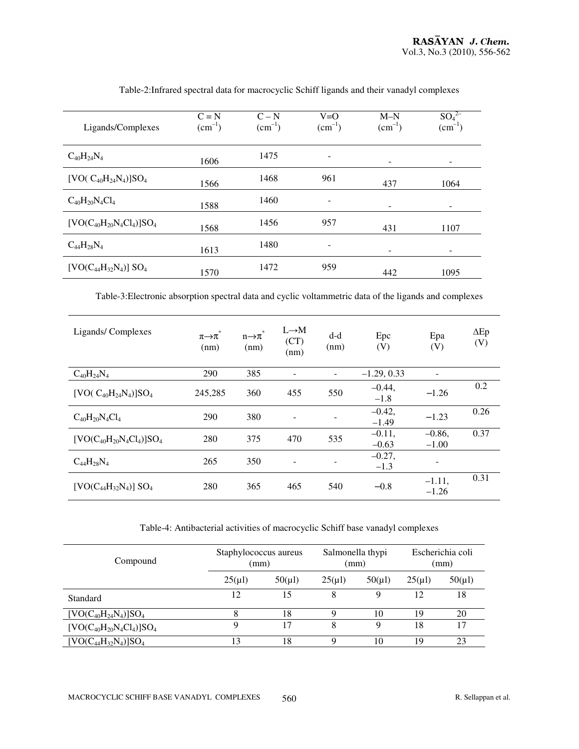Table-2:Infrared spectral data for macrocyclic Schiff ligands and their vanadyl complexes

| Ligands/Complexes | C = N ($cm^{-1}$) | C – N ($cm^{-1}$) | V=O ($cm^{-1}$) | M–N ($cm^{-1}$) | $SO_4^{2-}$ ($cm^{-1}$) |
|---|---|---|---|---|---|
| $C_{40}H_{24}N_4$ | 1606 | 1475 | - | - | - |
| $[VO(C_{40}H_{24}N_4)]SO_4$ | 1566 | 1468 | 961 | 437 | 1064 |
| $C_{40}H_{20}N_4Cl_4$ | 1588 | 1460 | - | - | - |
| $[VO(C_{40}H_{20}N_4Cl_4)]SO_4$ | 1568 | 1456 | 957 | 431 | 1107 |
| $C_{44}H_{28}N_4$ | 1613 | 1480 | - | - | - |
| $[VO(C_{44}H_{32}N_4)]SO_4$ | 1570 | 1472 | 959 | 442 | 1095 |

Table-3:Electronic absorption spectral data and cyclic voltammetric data of the ligands and complexes

| Ligands/ Complexes | $\pi\rightarrow\pi^*$ (nm) | $n\rightarrow\pi^*$ (nm) | L→M (CT) (nm) | d-d (nm) | Epc (V) | Epa (V) | ΔEp (V) |
|---|---|---|---|---|---|---|---|
| $C_{40}H_{24}N_4$ | 290 | 385 | - | - | –1.29, 0.33 | - | |
| $[VO(C_{40}H_{24}N_4)]SO_4$ | 245,285 | 360 | 455 | 550 | –0.44, –1.8 | –1.26 | 0.2 |
| $C_{40}H_{20}N_4Cl_4$ | 290 | 380 | - | - | –0.42, –1.49 | –1.23 | 0.26 |
| $[VO(C_{40}H_{20}N_4Cl_4)]SO_4$ | 280 | 375 | 470 | 535 | –0.11, –0.63 | –0.86, –1.00 | 0.37 |
| $C_{44}H_{28}N_4$ | 265 | 350 | - | - | –0.27, –1.3 | - | |
| $[VO(C_{44}H_{32}N_4)]SO_4$ | 280 | 365 | 465 | 540 | –0.8 | –1.11, –1.26 | 0.31 |

Table-4: Antibacterial activities of macrocyclic Schiff base vanadyl complexes

| Compound | Staphylococcus aureus (mm) | | Salmonella thypi (mm) | | Escherichia coli (mm) | |
|---|---|---|---|---|---|---|
| | 25(µl) | 50(µl) | 25(µl) | 50(µl) | 25(µl) | 50(µl) |
| Standard | 12 | 15 | 8 | 9 | 12 | 18 |
| $[VO(C_{40}H_{24}N_4)]SO_4$ | 8 | 18 | 9 | 10 | 19 | 20 |
| $[VO(C_{40}H_{20}N_4Cl_4)]SO_4$ | 9 | 17 | 8 | 9 | 18 | 17 |
| $[VO(C_{44}H_{32}N_4)]SO_4$ | 13 | 18 | 9 | 10 | 19 | 23 |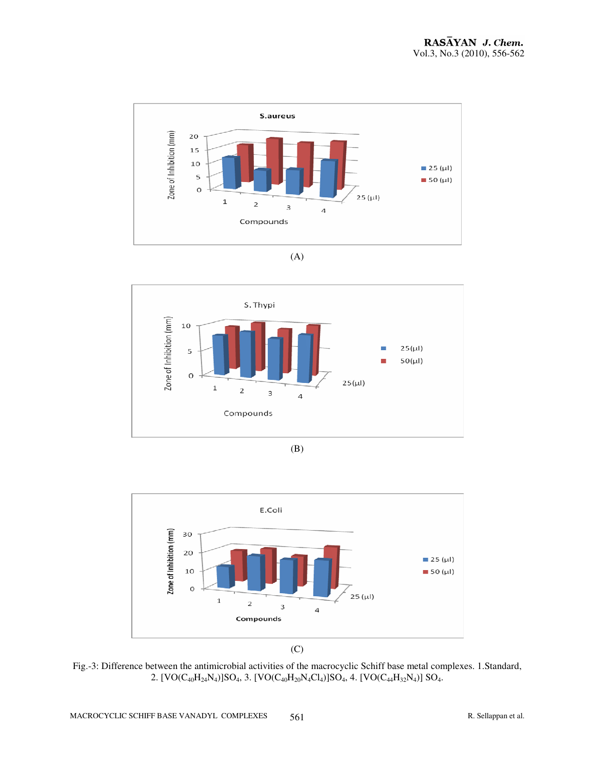(A)

(B)

(C)

Fig.-3: Difference between the antimicrobial activities of the macrocyclic Schiff base metal complexes. 1.Standard, 2. $[VO(C_{40}H_{24}N_4)]SO_4$, 3. $[VO(C_{40}H_{20}N_4Cl_4)]SO_4$, 4. $[VO(C_{44}H_{32}N_4)]SO_4$.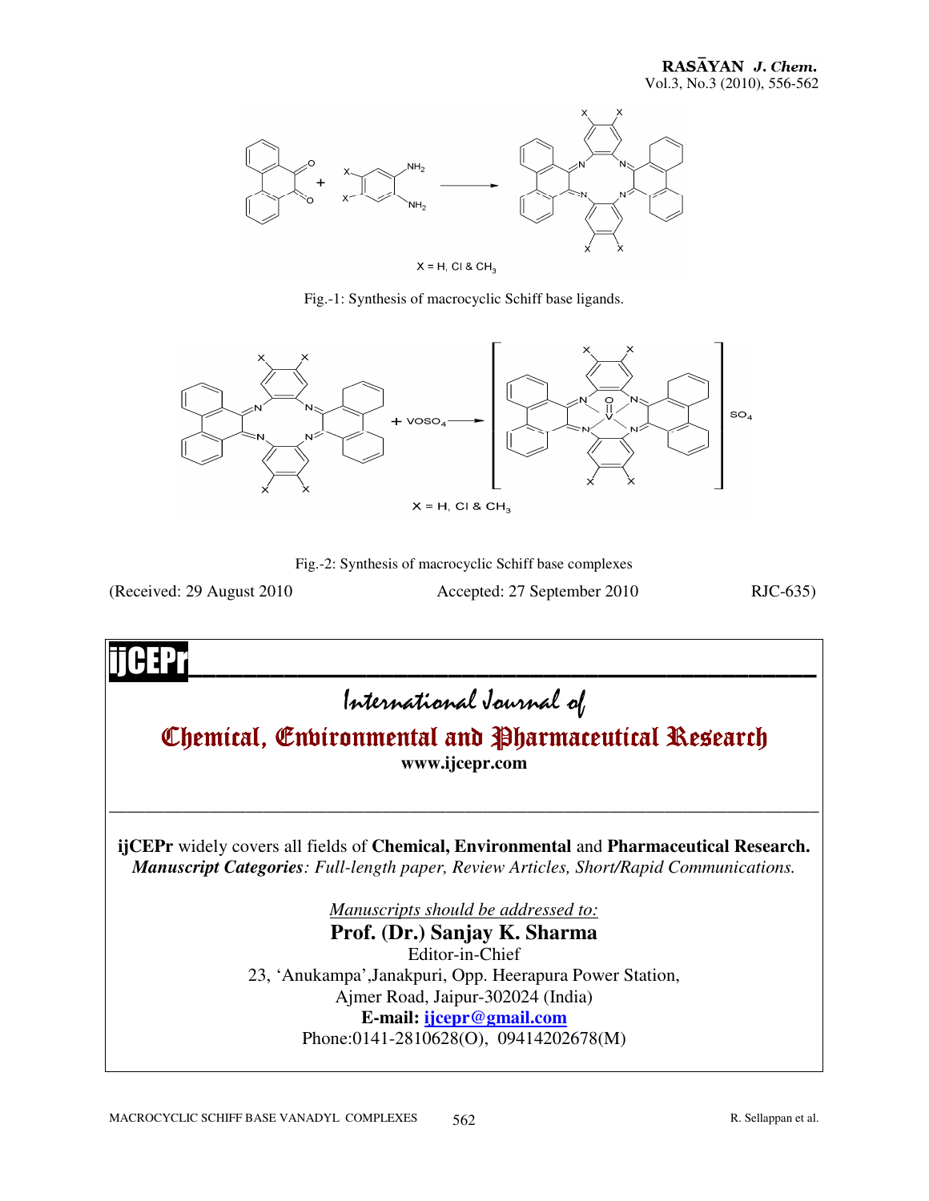$X = H, Cl \& CH_3$

Fig.-1: Synthesis of macrocyclic Schiff base ligands.

$X = H, Cl \& CH_3$

Fig.-2: Synthesis of macrocyclic Schiff base complexes

(Received: 29 August 2010 Accepted: 27 September 2010 RJC-635)

---

**ijCEPr**

*International Journal of*

## Chemical, Environmental and Pharmaceutical Research

**www.ijcepr.com**

---

**ijCEPr** widely covers all fields of **Chemical, Environmental** and **Pharmaceutical Research.**
***Manuscript Categories****: Full-length paper, Review Articles, Short/Rapid Communications.*

*Manuscripts should be addressed to:*

**Prof. (Dr.) Sanjay K. Sharma**
Editor-in-Chief
23, 'Anukampa',Janakpuri, Opp. Heerapura Power Station,
Ajmer Road, Jaipur-302024 (India)
**E-mail: ijcepr@gmail.com**
Phone:0141-2810628(O), 09414202678(M)